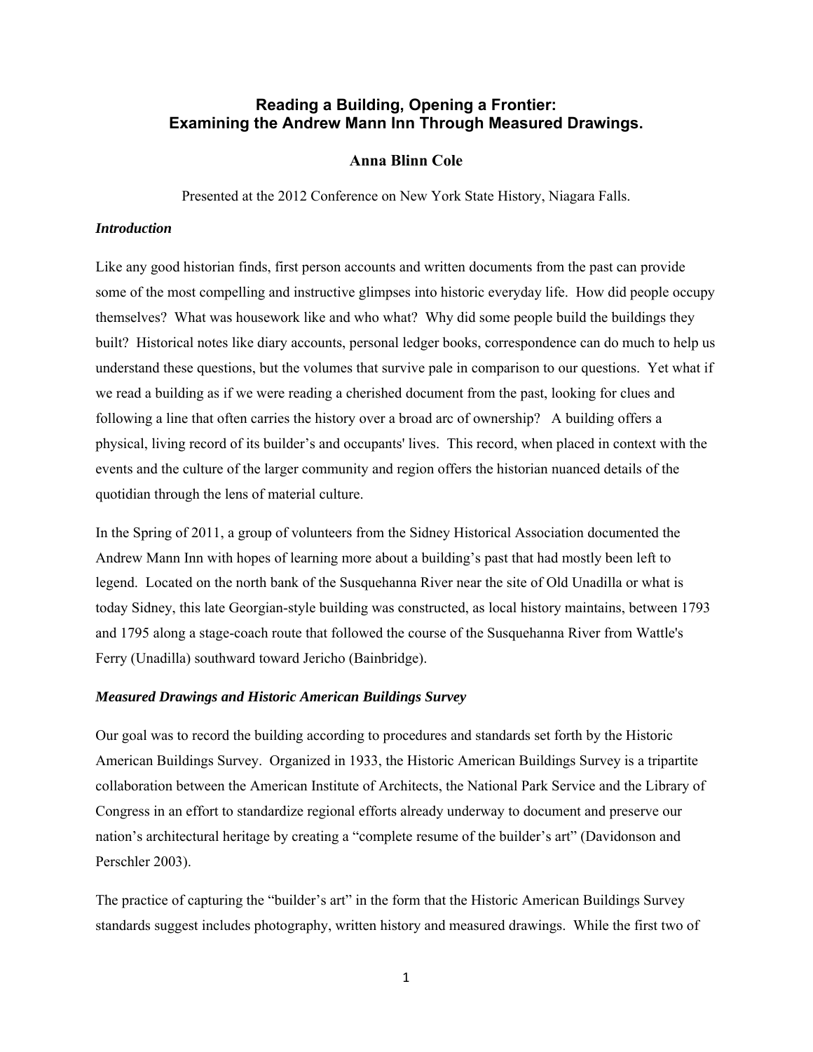# Reading a Building, Opening a Frontier: Examining the Andrew Mann Inn Through Measured Drawings.

**Anna Blinn Cole**

Presented at the 2012 Conference on New York State History, Niagara Falls.

### *Introduction*

Like any good historian finds, first person accounts and written documents from the past can provide some of the most compelling and instructive glimpses into historic everyday life. How did people occupy themselves? What was housework like and who what? Why did some people build the buildings they built? Historical notes like diary accounts, personal ledger books, correspondence can do much to help us understand these questions, but the volumes that survive pale in comparison to our questions. Yet what if we read a building as if we were reading a cherished document from the past, looking for clues and following a line that often carries the history over a broad arc of ownership? A building offers a physical, living record of its builder's and occupants' lives. This record, when placed in context with the events and the culture of the larger community and region offers the historian nuanced details of the quotidian through the lens of material culture.

In the Spring of 2011, a group of volunteers from the Sidney Historical Association documented the Andrew Mann Inn with hopes of learning more about a building's past that had mostly been left to legend. Located on the north bank of the Susquehanna River near the site of Old Unadilla or what is today Sidney, this late Georgian-style building was constructed, as local history maintains, between 1793 and 1795 along a stage-coach route that followed the course of the Susquehanna River from Wattle's Ferry (Unadilla) southward toward Jericho (Bainbridge).

### *Measured Drawings and Historic American Buildings Survey*

Our goal was to record the building according to procedures and standards set forth by the Historic American Buildings Survey. Organized in 1933, the Historic American Buildings Survey is a tripartite collaboration between the American Institute of Architects, the National Park Service and the Library of Congress in an effort to standardize regional efforts already underway to document and preserve our nation's architectural heritage by creating a "complete resume of the builder's art" (Davidonson and Perschler 2003).

The practice of capturing the "builder's art" in the form that the Historic American Buildings Survey standards suggest includes photography, written history and measured drawings. While the first two of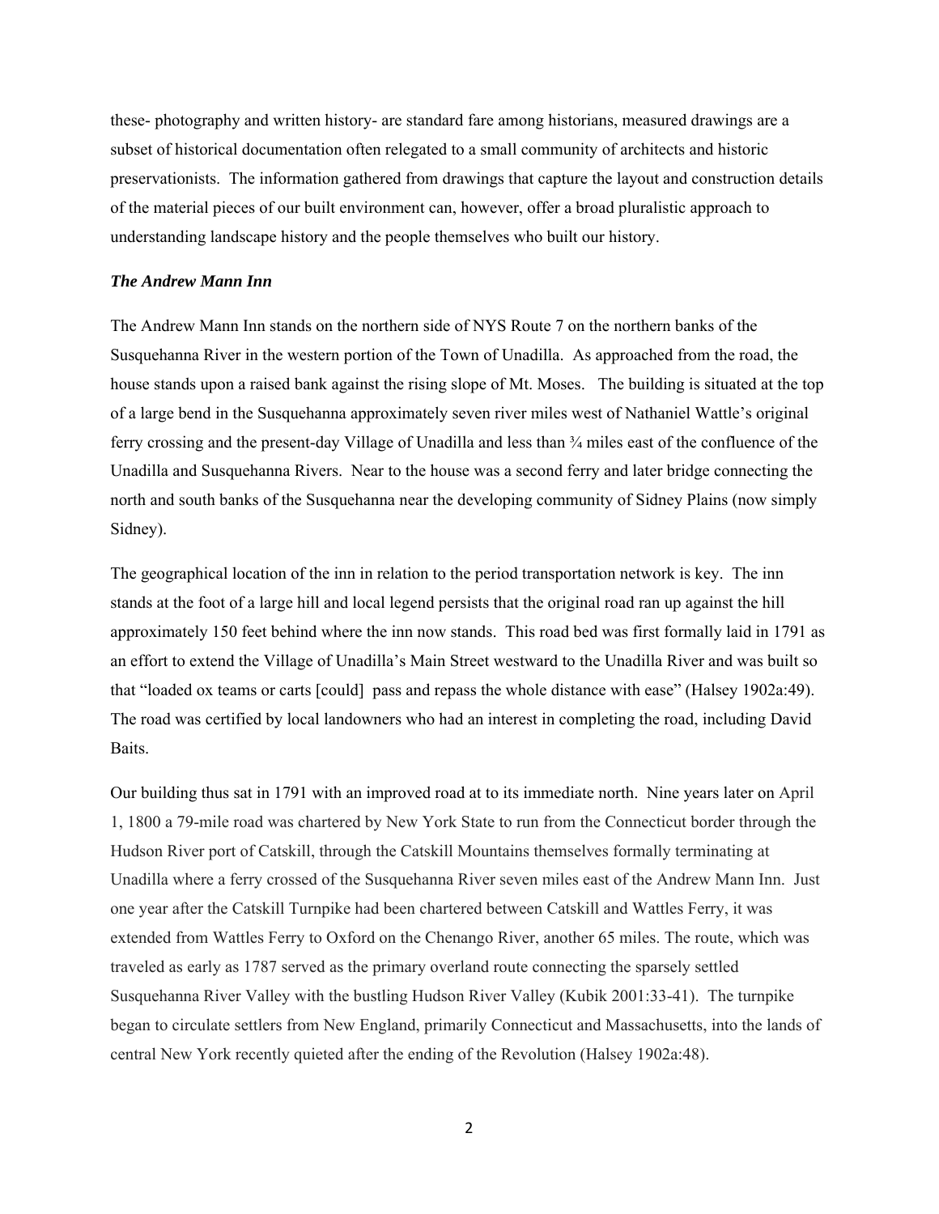these- photography and written history- are standard fare among historians, measured drawings are a subset of historical documentation often relegated to a small community of architects and historic preservationists. The information gathered from drawings that capture the layout and construction details of the material pieces of our built environment can, however, offer a broad pluralistic approach to understanding landscape history and the people themselves who built our history.

### *The Andrew Mann Inn*

The Andrew Mann Inn stands on the northern side of NYS Route 7 on the northern banks of the Susquehanna River in the western portion of the Town of Unadilla. As approached from the road, the house stands upon a raised bank against the rising slope of Mt. Moses. The building is situated at the top of a large bend in the Susquehanna approximately seven river miles west of Nathaniel Wattle's original ferry crossing and the present-day Village of Unadilla and less than ¾ miles east of the confluence of the Unadilla and Susquehanna Rivers. Near to the house was a second ferry and later bridge connecting the north and south banks of the Susquehanna near the developing community of Sidney Plains (now simply Sidney).

The geographical location of the inn in relation to the period transportation network is key. The inn stands at the foot of a large hill and local legend persists that the original road ran up against the hill approximately 150 feet behind where the inn now stands. This road bed was first formally laid in 1791 as an effort to extend the Village of Unadilla's Main Street westward to the Unadilla River and was built so that "loaded ox teams or carts [could] pass and repass the whole distance with ease" (Halsey 1902a:49). The road was certified by local landowners who had an interest in completing the road, including David Baits.

Our building thus sat in 1791 with an improved road at to its immediate north. Nine years later on April 1, 1800 a 79-mile road was chartered by New York State to run from the Connecticut border through the Hudson River port of Catskill, through the Catskill Mountains themselves formally terminating at Unadilla where a ferry crossed of the Susquehanna River seven miles east of the Andrew Mann Inn. Just one year after the Catskill Turnpike had been chartered between Catskill and Wattles Ferry, it was extended from Wattles Ferry to Oxford on the Chenango River, another 65 miles. The route, which was traveled as early as 1787 served as the primary overland route connecting the sparsely settled Susquehanna River Valley with the bustling Hudson River Valley (Kubik 2001:33-41). The turnpike began to circulate settlers from New England, primarily Connecticut and Massachusetts, into the lands of central New York recently quieted after the ending of the Revolution (Halsey 1902a:48).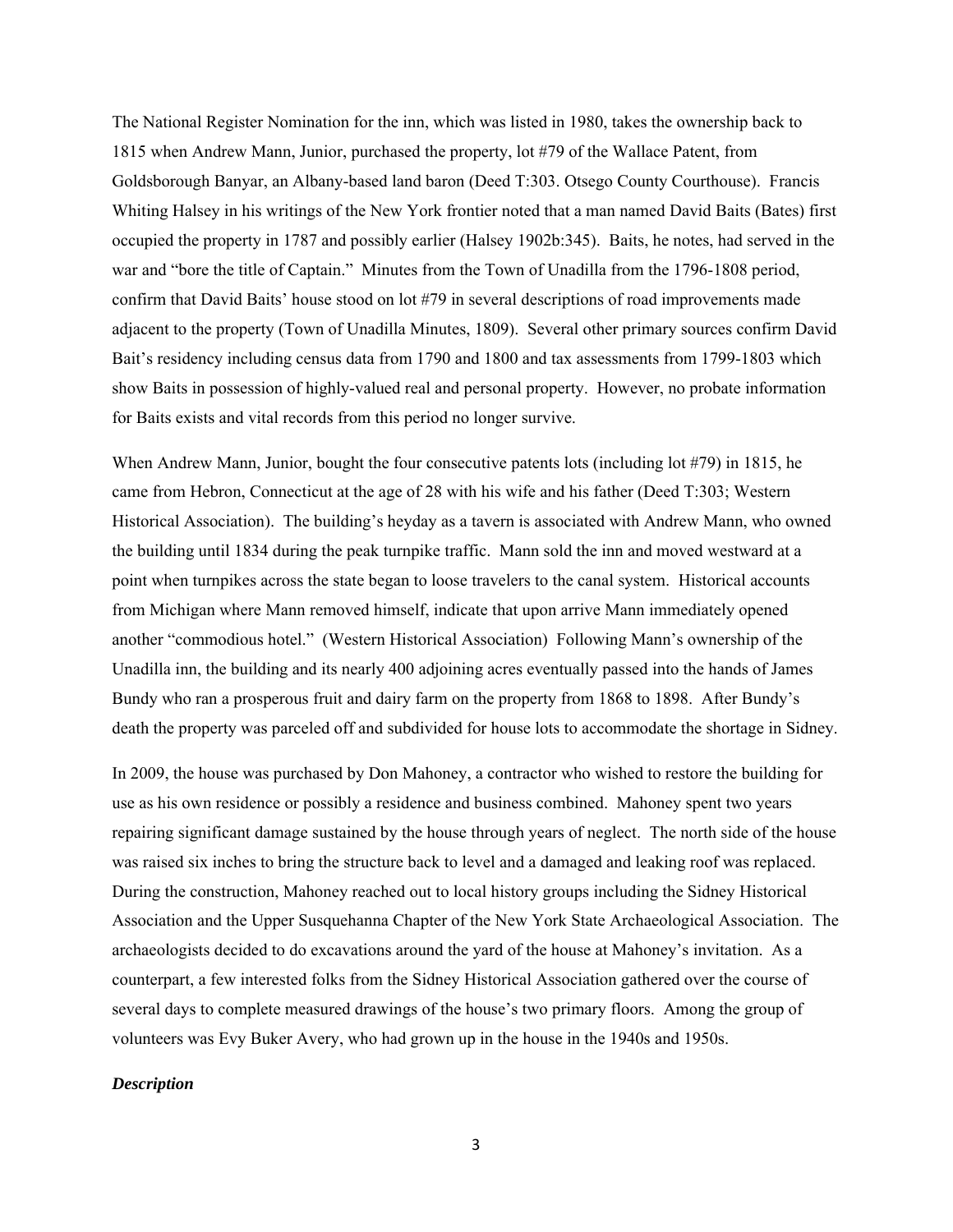The National Register Nomination for the inn, which was listed in 1980, takes the ownership back to 1815 when Andrew Mann, Junior, purchased the property, lot #79 of the Wallace Patent, from Goldsborough Banyar, an Albany-based land baron (Deed T:303. Otsego County Courthouse). Francis Whiting Halsey in his writings of the New York frontier noted that a man named David Baits (Bates) first occupied the property in 1787 and possibly earlier (Halsey 1902b:345). Baits, he notes, had served in the war and "bore the title of Captain." Minutes from the Town of Unadilla from the 1796-1808 period, confirm that David Baits' house stood on lot #79 in several descriptions of road improvements made adjacent to the property (Town of Unadilla Minutes, 1809). Several other primary sources confirm David Bait's residency including census data from 1790 and 1800 and tax assessments from 1799-1803 which show Baits in possession of highly-valued real and personal property. However, no probate information for Baits exists and vital records from this period no longer survive.

When Andrew Mann, Junior, bought the four consecutive patents lots (including lot #79) in 1815, he came from Hebron, Connecticut at the age of 28 with his wife and his father (Deed T:303; Western Historical Association). The building's heyday as a tavern is associated with Andrew Mann, who owned the building until 1834 during the peak turnpike traffic. Mann sold the inn and moved westward at a point when turnpikes across the state began to loose travelers to the canal system. Historical accounts from Michigan where Mann removed himself, indicate that upon arrive Mann immediately opened another "commodious hotel." (Western Historical Association) Following Mann's ownership of the Unadilla inn, the building and its nearly 400 adjoining acres eventually passed into the hands of James Bundy who ran a prosperous fruit and dairy farm on the property from 1868 to 1898. After Bundy's death the property was parceled off and subdivided for house lots to accommodate the shortage in Sidney.

In 2009, the house was purchased by Don Mahoney, a contractor who wished to restore the building for use as his own residence or possibly a residence and business combined. Mahoney spent two years repairing significant damage sustained by the house through years of neglect. The north side of the house was raised six inches to bring the structure back to level and a damaged and leaking roof was replaced. During the construction, Mahoney reached out to local history groups including the Sidney Historical Association and the Upper Susquehanna Chapter of the New York State Archaeological Association. The archaeologists decided to do excavations around the yard of the house at Mahoney's invitation. As a counterpart, a few interested folks from the Sidney Historical Association gathered over the course of several days to complete measured drawings of the house's two primary floors. Among the group of volunteers was Evy Buker Avery, who had grown up in the house in the 1940s and 1950s.

***Description***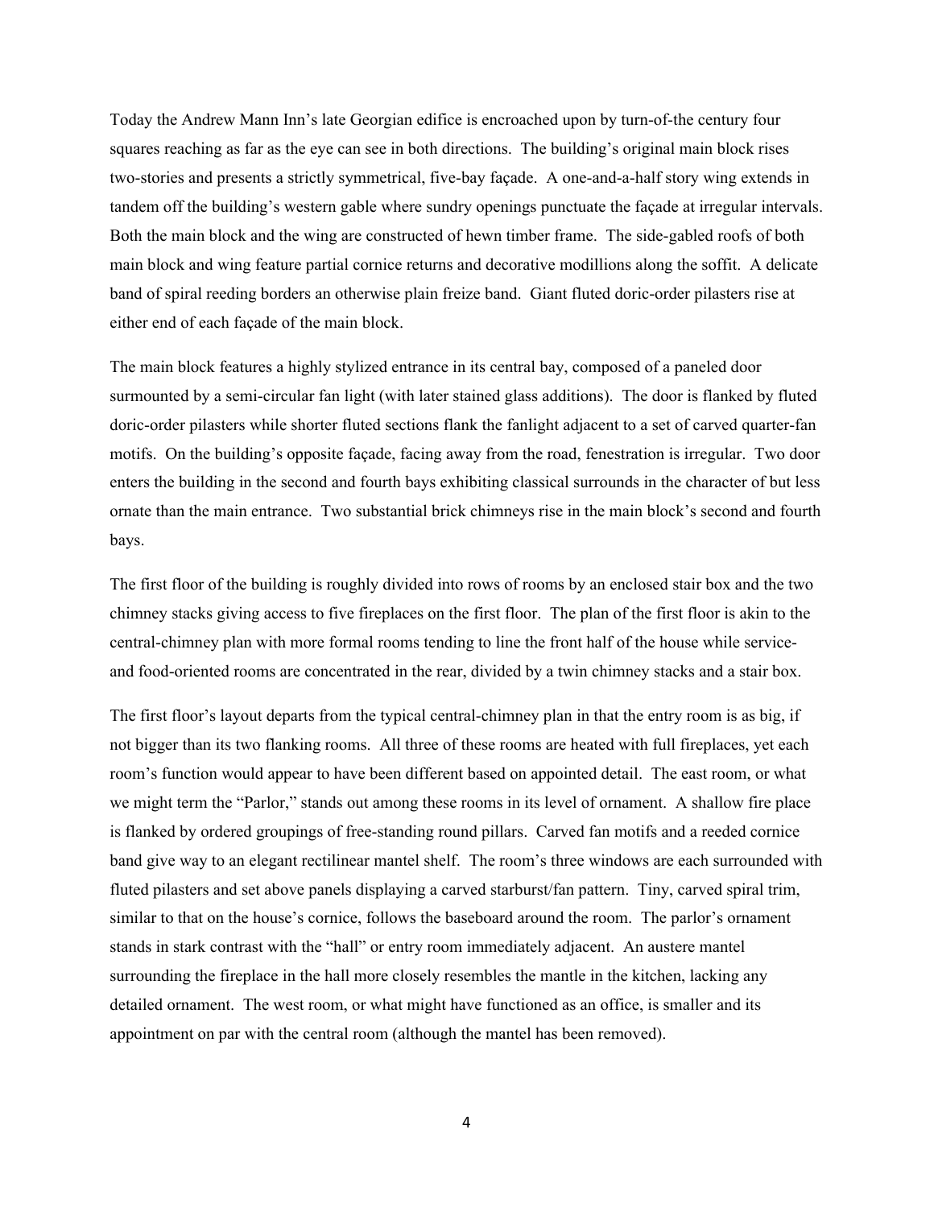Today the Andrew Mann Inn's late Georgian edifice is encroached upon by turn-of-the century four squares reaching as far as the eye can see in both directions. The building's original main block rises two-stories and presents a strictly symmetrical, five-bay façade. A one-and-a-half story wing extends in tandem off the building's western gable where sundry openings punctuate the façade at irregular intervals. Both the main block and the wing are constructed of hewn timber frame. The side-gabled roofs of both main block and wing feature partial cornice returns and decorative modillions along the soffit. A delicate band of spiral reeding borders an otherwise plain freize band. Giant fluted doric-order pilasters rise at either end of each façade of the main block.

The main block features a highly stylized entrance in its central bay, composed of a paneled door surmounted by a semi-circular fan light (with later stained glass additions). The door is flanked by fluted doric-order pilasters while shorter fluted sections flank the fanlight adjacent to a set of carved quarter-fan motifs. On the building's opposite façade, facing away from the road, fenestration is irregular. Two door enters the building in the second and fourth bays exhibiting classical surrounds in the character of but less ornate than the main entrance. Two substantial brick chimneys rise in the main block's second and fourth bays.

The first floor of the building is roughly divided into rows of rooms by an enclosed stair box and the two chimney stacks giving access to five fireplaces on the first floor. The plan of the first floor is akin to the central-chimney plan with more formal rooms tending to line the front half of the house while service- and food-oriented rooms are concentrated in the rear, divided by a twin chimney stacks and a stair box.

The first floor's layout departs from the typical central-chimney plan in that the entry room is as big, if not bigger than its two flanking rooms. All three of these rooms are heated with full fireplaces, yet each room's function would appear to have been different based on appointed detail. The east room, or what we might term the "Parlor," stands out among these rooms in its level of ornament. A shallow fire place is flanked by ordered groupings of free-standing round pillars. Carved fan motifs and a reeded cornice band give way to an elegant rectilinear mantel shelf. The room's three windows are each surrounded with fluted pilasters and set above panels displaying a carved starburst/fan pattern. Tiny, carved spiral trim, similar to that on the house's cornice, follows the baseboard around the room. The parlor's ornament stands in stark contrast with the "hall" or entry room immediately adjacent. An austere mantel surrounding the fireplace in the hall more closely resembles the mantle in the kitchen, lacking any detailed ornament. The west room, or what might have functioned as an office, is smaller and its appointment on par with the central room (although the mantel has been removed).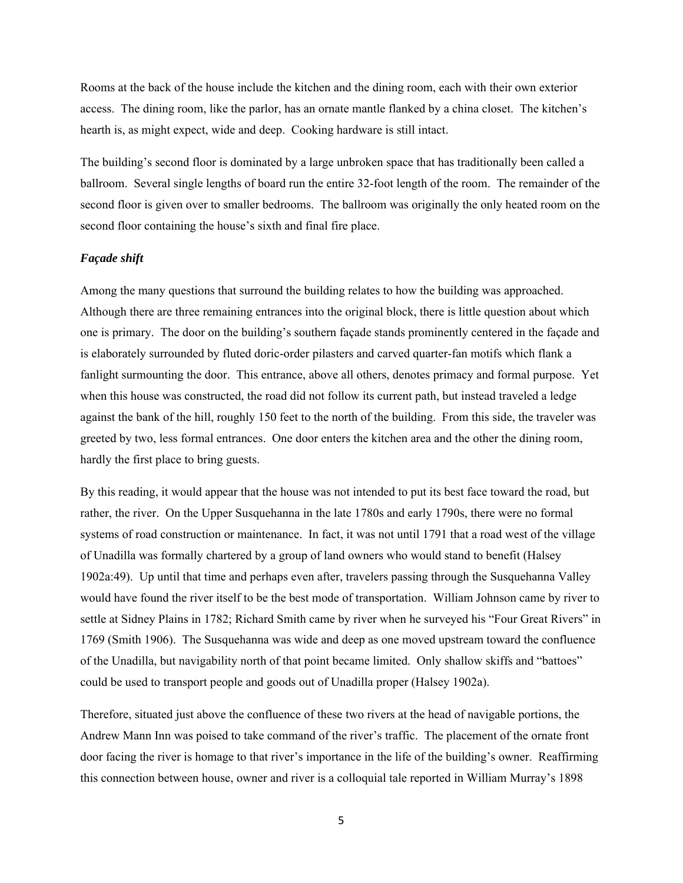Rooms at the back of the house include the kitchen and the dining room, each with their own exterior access. The dining room, like the parlor, has an ornate mantle flanked by a china closet. The kitchen's hearth is, as might expect, wide and deep. Cooking hardware is still intact.

The building's second floor is dominated by a large unbroken space that has traditionally been called a ballroom. Several single lengths of board run the entire 32-foot length of the room. The remainder of the second floor is given over to smaller bedrooms. The ballroom was originally the only heated room on the second floor containing the house's sixth and final fire place.

***Façade shift***

Among the many questions that surround the building relates to how the building was approached. Although there are three remaining entrances into the original block, there is little question about which one is primary. The door on the building's southern façade stands prominently centered in the façade and is elaborately surrounded by fluted doric-order pilasters and carved quarter-fan motifs which flank a fanlight surmounting the door. This entrance, above all others, denotes primacy and formal purpose. Yet when this house was constructed, the road did not follow its current path, but instead traveled a ledge against the bank of the hill, roughly 150 feet to the north of the building. From this side, the traveler was greeted by two, less formal entrances. One door enters the kitchen area and the other the dining room, hardly the first place to bring guests.

By this reading, it would appear that the house was not intended to put its best face toward the road, but rather, the river. On the Upper Susquehanna in the late 1780s and early 1790s, there were no formal systems of road construction or maintenance. In fact, it was not until 1791 that a road west of the village of Unadilla was formally chartered by a group of land owners who would stand to benefit (Halsey 1902a:49). Up until that time and perhaps even after, travelers passing through the Susquehanna Valley would have found the river itself to be the best mode of transportation. William Johnson came by river to settle at Sidney Plains in 1782; Richard Smith came by river when he surveyed his "Four Great Rivers" in 1769 (Smith 1906). The Susquehanna was wide and deep as one moved upstream toward the confluence of the Unadilla, but navigability north of that point became limited. Only shallow skiffs and "battoes" could be used to transport people and goods out of Unadilla proper (Halsey 1902a).

Therefore, situated just above the confluence of these two rivers at the head of navigable portions, the Andrew Mann Inn was poised to take command of the river's traffic. The placement of the ornate front door facing the river is homage to that river's importance in the life of the building's owner. Reaffirming this connection between house, owner and river is a colloquial tale reported in William Murray's 1898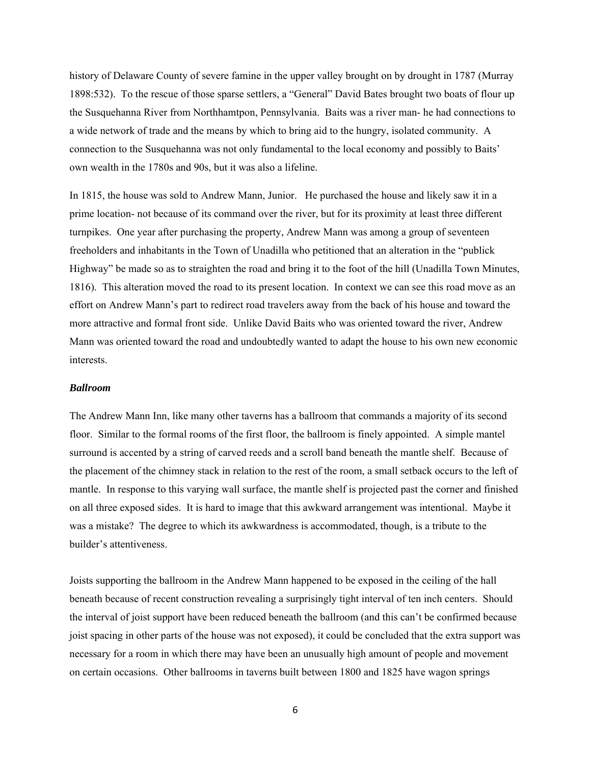history of Delaware County of severe famine in the upper valley brought on by drought in 1787 (Murray 1898:532). To the rescue of those sparse settlers, a "General" David Bates brought two boats of flour up the Susquehanna River from Northhamtpon, Pennsylvania. Baits was a river man- he had connections to a wide network of trade and the means by which to bring aid to the hungry, isolated community. A connection to the Susquehanna was not only fundamental to the local economy and possibly to Baits' own wealth in the 1780s and 90s, but it was also a lifeline.

In 1815, the house was sold to Andrew Mann, Junior. He purchased the house and likely saw it in a prime location- not because of its command over the river, but for its proximity at least three different turnpikes. One year after purchasing the property, Andrew Mann was among a group of seventeen freeholders and inhabitants in the Town of Unadilla who petitioned that an alteration in the "publick Highway" be made so as to straighten the road and bring it to the foot of the hill (Unadilla Town Minutes, 1816). This alteration moved the road to its present location. In context we can see this road move as an effort on Andrew Mann's part to redirect road travelers away from the back of his house and toward the more attractive and formal front side. Unlike David Baits who was oriented toward the river, Andrew Mann was oriented toward the road and undoubtedly wanted to adapt the house to his own new economic interests.

### *Ballroom*

The Andrew Mann Inn, like many other taverns has a ballroom that commands a majority of its second floor. Similar to the formal rooms of the first floor, the ballroom is finely appointed. A simple mantel surround is accented by a string of carved reeds and a scroll band beneath the mantle shelf. Because of the placement of the chimney stack in relation to the rest of the room, a small setback occurs to the left of mantle. In response to this varying wall surface, the mantle shelf is projected past the corner and finished on all three exposed sides. It is hard to image that this awkward arrangement was intentional. Maybe it was a mistake? The degree to which its awkwardness is accommodated, though, is a tribute to the builder's attentiveness.

Joists supporting the ballroom in the Andrew Mann happened to be exposed in the ceiling of the hall beneath because of recent construction revealing a surprisingly tight interval of ten inch centers. Should the interval of joist support have been reduced beneath the ballroom (and this can't be confirmed because joist spacing in other parts of the house was not exposed), it could be concluded that the extra support was necessary for a room in which there may have been an unusually high amount of people and movement on certain occasions. Other ballrooms in taverns built between 1800 and 1825 have wagon springs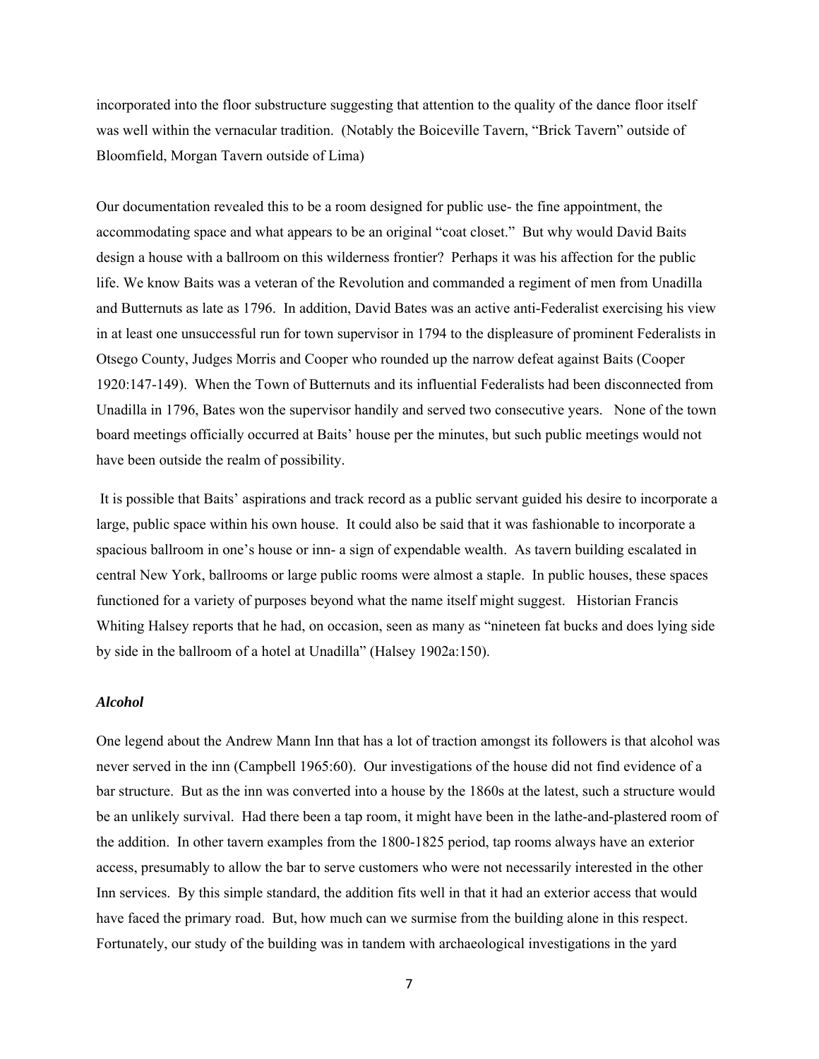incorporated into the floor substructure suggesting that attention to the quality of the dance floor itself was well within the vernacular tradition. (Notably the Boiceville Tavern, "Brick Tavern" outside of Bloomfield, Morgan Tavern outside of Lima)

Our documentation revealed this to be a room designed for public use- the fine appointment, the accommodating space and what appears to be an original "coat closet." But why would David Baits design a house with a ballroom on this wilderness frontier? Perhaps it was his affection for the public life. We know Baits was a veteran of the Revolution and commanded a regiment of men from Unadilla and Butternuts as late as 1796. In addition, David Bates was an active anti-Federalist exercising his view in at least one unsuccessful run for town supervisor in 1794 to the displeasure of prominent Federalists in Otsego County, Judges Morris and Cooper who rounded up the narrow defeat against Baits (Cooper 1920:147-149). When the Town of Butternuts and its influential Federalists had been disconnected from Unadilla in 1796, Bates won the supervisor handily and served two consecutive years. None of the town board meetings officially occurred at Baits' house per the minutes, but such public meetings would not have been outside the realm of possibility.

It is possible that Baits' aspirations and track record as a public servant guided his desire to incorporate a large, public space within his own house. It could also be said that it was fashionable to incorporate a spacious ballroom in one's house or inn- a sign of expendable wealth. As tavern building escalated in central New York, ballrooms or large public rooms were almost a staple. In public houses, these spaces functioned for a variety of purposes beyond what the name itself might suggest. Historian Francis Whiting Halsey reports that he had, on occasion, seen as many as "nineteen fat bucks and does lying side by side in the ballroom of a hotel at Unadilla" (Halsey 1902a:150).

### *Alcohol*

One legend about the Andrew Mann Inn that has a lot of traction amongst its followers is that alcohol was never served in the inn (Campbell 1965:60). Our investigations of the house did not find evidence of a bar structure. But as the inn was converted into a house by the 1860s at the latest, such a structure would be an unlikely survival. Had there been a tap room, it might have been in the lathe-and-plastered room of the addition. In other tavern examples from the 1800-1825 period, tap rooms always have an exterior access, presumably to allow the bar to serve customers who were not necessarily interested in the other Inn services. By this simple standard, the addition fits well in that it had an exterior access that would have faced the primary road. But, how much can we surmise from the building alone in this respect. Fortunately, our study of the building was in tandem with archaeological investigations in the yard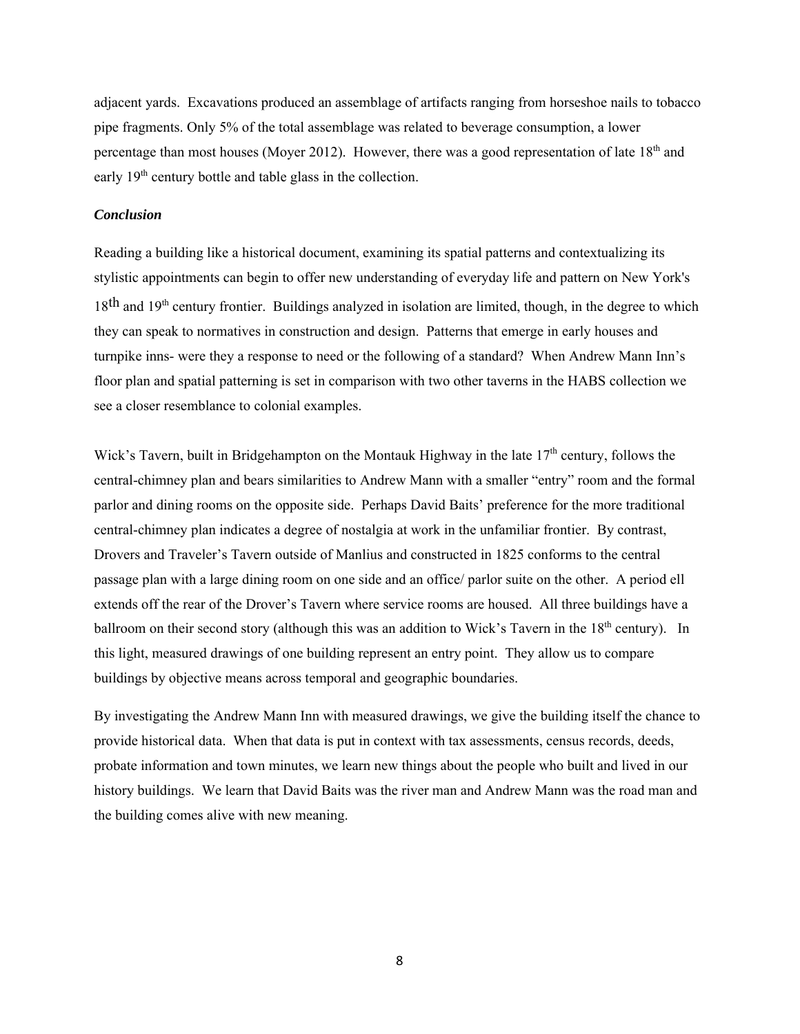adjacent yards. Excavations produced an assemblage of artifacts ranging from horseshoe nails to tobacco pipe fragments. Only 5% of the total assemblage was related to beverage consumption, a lower percentage than most houses (Moyer 2012). However, there was a good representation of late 18th and early 19th century bottle and table glass in the collection.

### *Conclusion*

Reading a building like a historical document, examining its spatial patterns and contextualizing its stylistic appointments can begin to offer new understanding of everyday life and pattern on New York's 18th and 19th century frontier. Buildings analyzed in isolation are limited, though, in the degree to which they can speak to normatives in construction and design. Patterns that emerge in early houses and turnpike inns- were they a response to need or the following of a standard? When Andrew Mann Inn's floor plan and spatial patterning is set in comparison with two other taverns in the HABS collection we see a closer resemblance to colonial examples.

Wick's Tavern, built in Bridgehampton on the Montauk Highway in the late 17th century, follows the central-chimney plan and bears similarities to Andrew Mann with a smaller "entry" room and the formal parlor and dining rooms on the opposite side. Perhaps David Baits' preference for the more traditional central-chimney plan indicates a degree of nostalgia at work in the unfamiliar frontier. By contrast, Drovers and Traveler's Tavern outside of Manlius and constructed in 1825 conforms to the central passage plan with a large dining room on one side and an office/ parlor suite on the other. A period ell extends off the rear of the Drover's Tavern where service rooms are housed. All three buildings have a ballroom on their second story (although this was an addition to Wick's Tavern in the 18th century). In this light, measured drawings of one building represent an entry point. They allow us to compare buildings by objective means across temporal and geographic boundaries.

By investigating the Andrew Mann Inn with measured drawings, we give the building itself the chance to provide historical data. When that data is put in context with tax assessments, census records, deeds, probate information and town minutes, we learn new things about the people who built and lived in our history buildings. We learn that David Baits was the river man and Andrew Mann was the road man and the building comes alive with new meaning.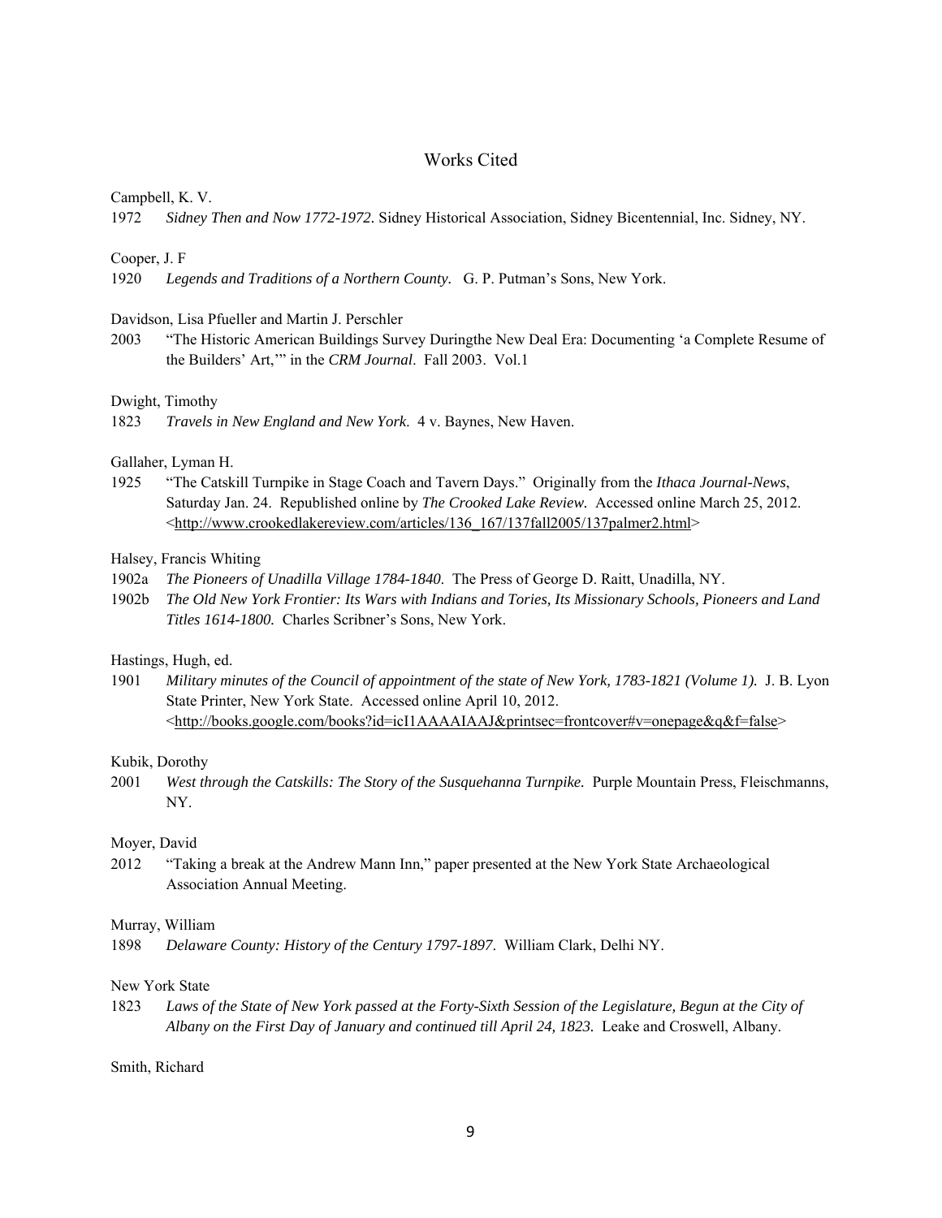## Works Cited

Campbell, K. V.

1972 *Sidney Then and Now 1772-1972.* Sidney Historical Association, Sidney Bicentennial, Inc. Sidney, NY.

Cooper, J. F

1920 *Legends and Traditions of a Northern County.* G. P. Putman's Sons, New York.

Davidson, Lisa Pfueller and Martin J. Perschler

2003 "The Historic American Buildings Survey Duringthe New Deal Era: Documenting 'a Complete Resume of the Builders' Art,'" in the *CRM Journal*. Fall 2003. Vol.1

Dwight, Timothy

1823 *Travels in New England and New York.* 4 v. Baynes, New Haven.

Gallaher, Lyman H.

1925 "The Catskill Turnpike in Stage Coach and Tavern Days." Originally from the *Ithaca Journal-News*, Saturday Jan. 24. Republished online by *The Crooked Lake Review.* Accessed online March 25, 2012. <http://www.crookedlakereview.com/articles/136_167/137fall2005/137palmer2.html>

Halsey, Francis Whiting

1902a *The Pioneers of Unadilla Village 1784-1840.* The Press of George D. Raitt, Unadilla, NY.

1902b *The Old New York Frontier: Its Wars with Indians and Tories, Its Missionary Schools, Pioneers and Land Titles 1614-1800.* Charles Scribner's Sons, New York.

Hastings, Hugh, ed.

1901 *Military minutes of the Council of appointment of the state of New York, 1783-1821 (Volume 1).* J. B. Lyon State Printer, New York State. Accessed online April 10, 2012. <http://books.google.com/books?id=icI1AAAAIAAJ&printsec=frontcover#v=onepage&q&f=false>

Kubik, Dorothy

2001 *West through the Catskills: The Story of the Susquehanna Turnpike.* Purple Mountain Press, Fleischmanns, NY.

Moyer, David

2012 "Taking a break at the Andrew Mann Inn," paper presented at the New York State Archaeological Association Annual Meeting.

Murray, William

1898 *Delaware County: History of the Century 1797-1897*. William Clark, Delhi NY.

New York State

1823 *Laws of the State of New York passed at the Forty-Sixth Session of the Legislature, Begun at the City of Albany on the First Day of January and continued till April 24, 1823.* Leake and Croswell, Albany.

Smith, Richard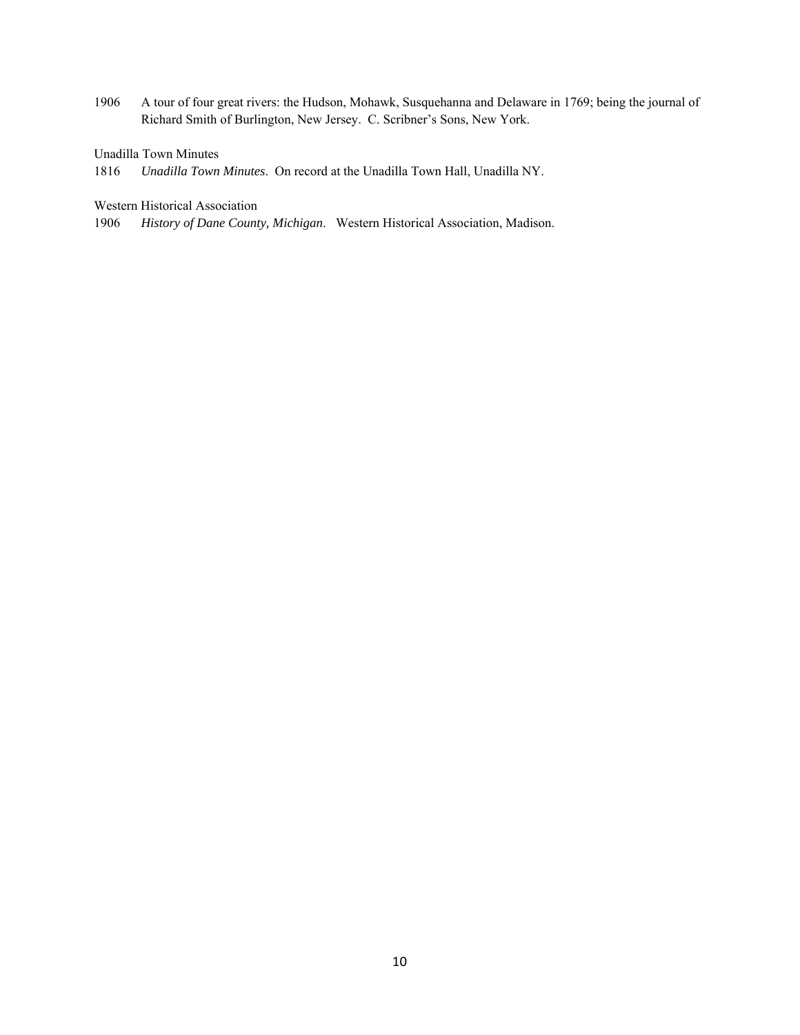1906 A tour of four great rivers: the Hudson, Mohawk, Susquehanna and Delaware in 1769; being the journal of Richard Smith of Burlington, New Jersey. C. Scribner's Sons, New York.

Unadilla Town Minutes

1816 *Unadilla Town Minutes*. On record at the Unadilla Town Hall, Unadilla NY.

Western Historical Association

1906 *History of Dane County, Michigan*. Western Historical Association, Madison.